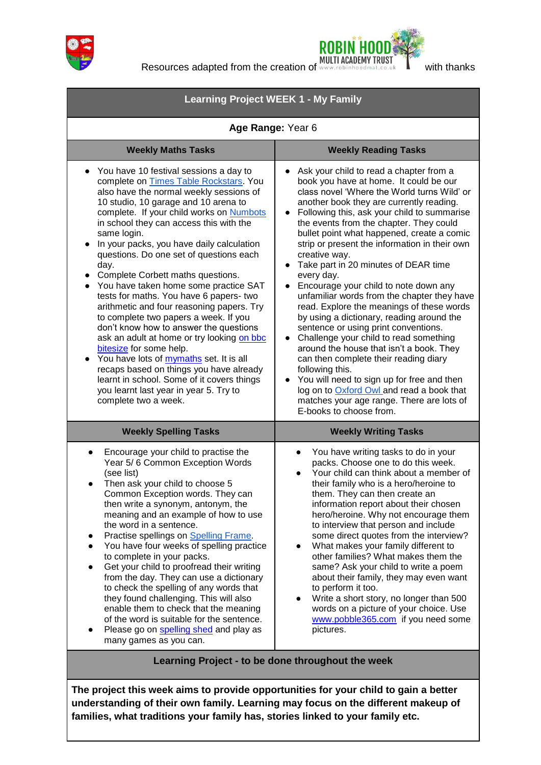Resources adapted from the creation of ROBIN HOOD MULTI ACADEMY TRUST www.robinhoodmat.co.uk with thanks

# Learning Project WEEK 1 - My Family

**Age Range:** Year 6

## Weekly Maths Tasks

- You have 10 festival sessions a day to complete on Times Table Rockstars. You also have the normal weekly sessions of 10 studio, 10 garage and 10 arena to complete. If your child works on Numbots in school they can access this with the same login.
- In your packs, you have daily calculation questions. Do one set of questions each day.
- Complete Corbett maths questions.
- You have taken home some practice SAT tests for maths. You have 6 papers- two arithmetic and four reasoning papers. Try to complete two papers a week. If you don't know how to answer the questions ask an adult at home or try looking on bbc bitesize for some help.
- You have lots of mymaths set. It is all recaps based on things you have already learnt in school. Some of it covers things you learnt last year in year 5. Try to complete two a week.

## Weekly Reading Tasks

- Ask your child to read a chapter from a book you have at home. It could be our class novel 'Where the World turns Wild' or another book they are currently reading.
- Following this, ask your child to summarise the events from the chapter. They could bullet point what happened, create a comic strip or present the information in their own creative way.
- Take part in 20 minutes of DEAR time every day.
- Encourage your child to note down any unfamiliar words from the chapter they have read. Explore the meanings of these words by using a dictionary, reading around the sentence or using print conventions.
- Challenge your child to read something around the house that isn't a book. They can then complete their reading diary following this.
- You will need to sign up for free and then log on to Oxford Owl and read a book that matches your age range. There are lots of E-books to choose from.

## Weekly Spelling Tasks

- Encourage your child to practise the Year 5/ 6 Common Exception Words (see list)
- Then ask your child to choose 5 Common Exception words. They can then write a synonym, antonym, the meaning and an example of how to use the word in a sentence.
- Practise spellings on Spelling Frame.
- You have four weeks of spelling practice to complete in your packs.
- Get your child to proofread their writing from the day. They can use a dictionary to check the spelling of any words that they found challenging. This will also enable them to check that the meaning of the word is suitable for the sentence.
- Please go on spelling shed and play as many games as you can.

## Weekly Writing Tasks

- You have writing tasks to do in your packs. Choose one to do this week.
- Your child can think about a member of their family who is a hero/heroine to them. They can then create an information report about their chosen hero/heroine. Why not encourage them to interview that person and include some direct quotes from the interview?
- What makes your family different to other families? What makes them the same? Ask your child to write a poem about their family, they may even want to perform it too.
- Write a short story, no longer than 500 words on a picture of your choice. Use www.pobble365.com if you need some pictures.

## Learning Project - to be done throughout the week

**The project this week aims to provide opportunities for your child to gain a better understanding of their own family. Learning may focus on the different makeup of families, what traditions your family has, stories linked to your family etc.**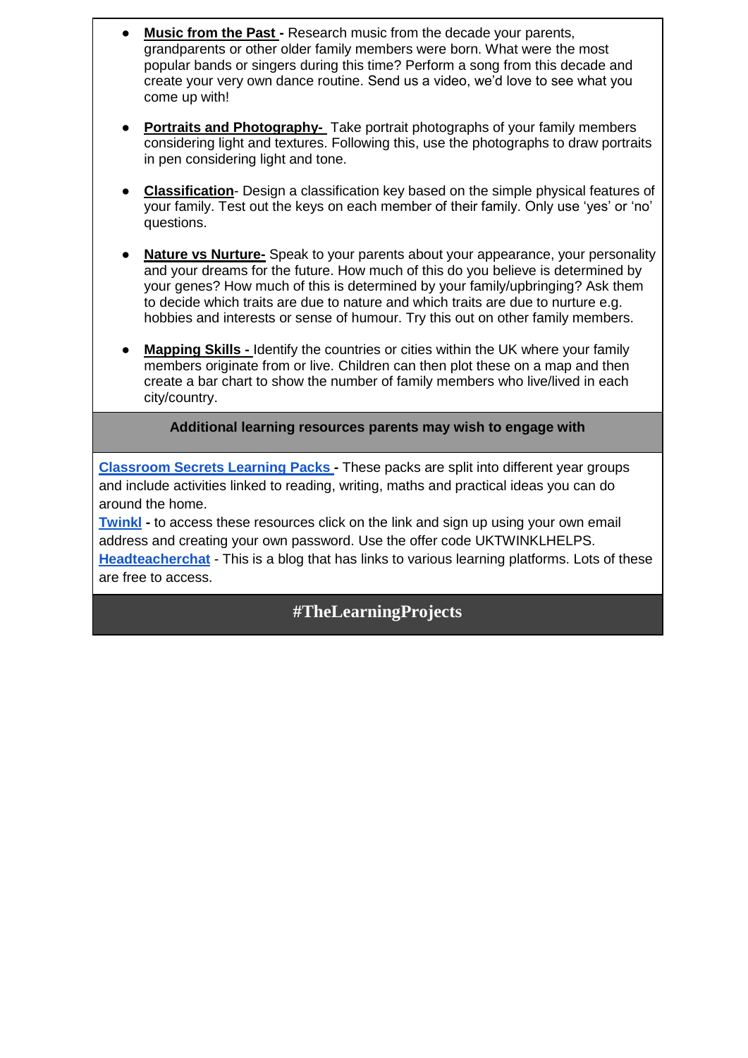- **Music from the Past -** Research music from the decade your parents, grandparents or other older family members were born. What were the most popular bands or singers during this time? Perform a song from this decade and create your very own dance routine. Send us a video, we'd love to see what you come up with!

- **Portraits and Photography-** Take portrait photographs of your family members considering light and textures. Following this, use the photographs to draw portraits in pen considering light and tone.

- **Classification**- Design a classification key based on the simple physical features of your family. Test out the keys on each member of their family. Only use 'yes' or 'no' questions.

- **Nature vs Nurture-** Speak to your parents about your appearance, your personality and your dreams for the future. How much of this do you believe is determined by your genes? How much of this is determined by your family/upbringing? Ask them to decide which traits are due to nature and which traits are due to nurture e.g. hobbies and interests or sense of humour. Try this out on other family members.

- **Mapping Skills -** Identify the countries or cities within the UK where your family members originate from or live. Children can then plot these on a map and then create a bar chart to show the number of family members who live/lived in each city/country.

**Additional learning resources parents may wish to engage with**

**Classroom Secrets Learning Packs -** These packs are split into different year groups and include activities linked to reading, writing, maths and practical ideas you can do around the home.
**Twinkl -** to access these resources click on the link and sign up using your own email address and creating your own password. Use the offer code UKTWINKLHELPS.
**Headteacherchat** - This is a blog that has links to various learning platforms. Lots of these are free to access.

**#TheLearningProjects**